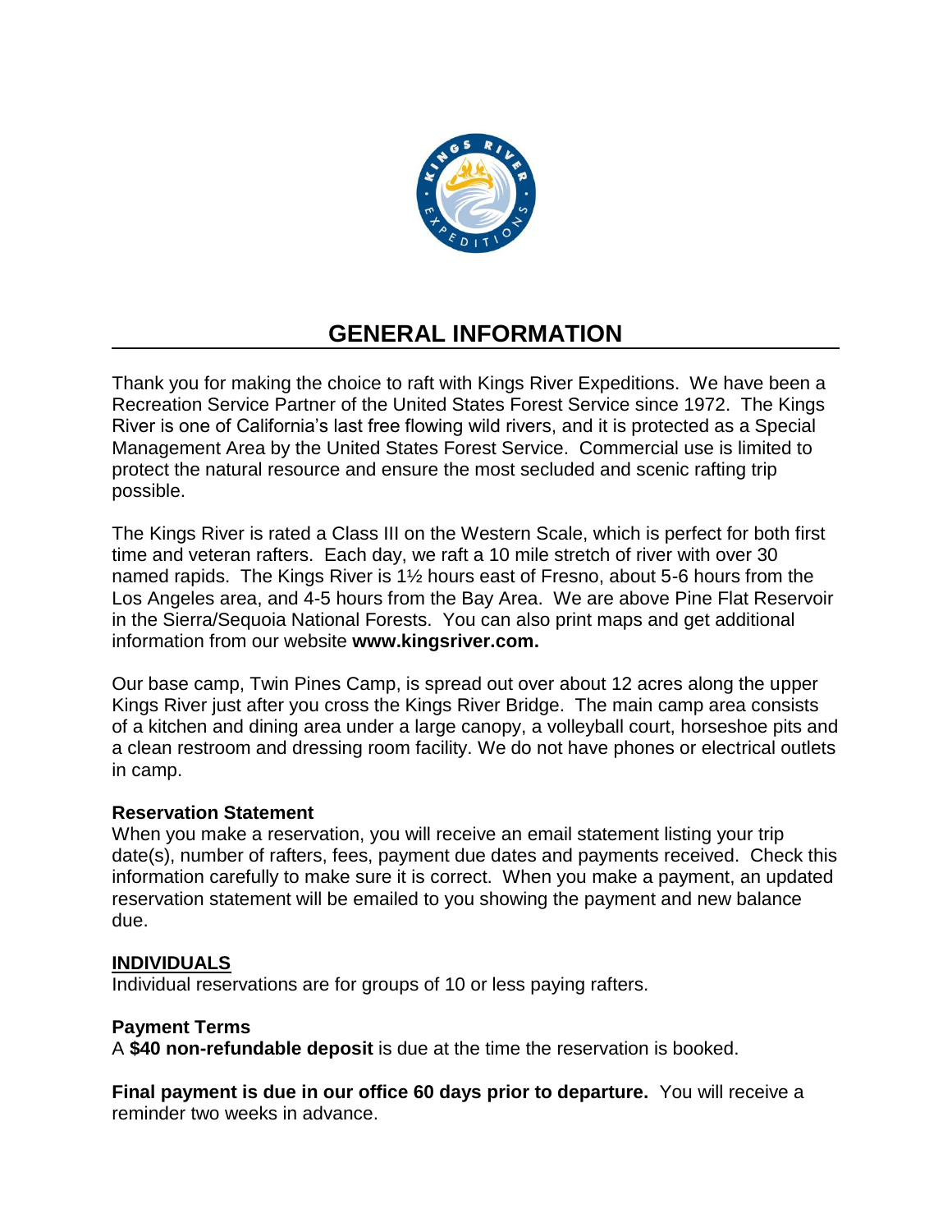# GENERAL INFORMATION

Thank you for making the choice to raft with Kings River Expeditions. We have been a Recreation Service Partner of the United States Forest Service since 1972. The Kings River is one of California's last free flowing wild rivers, and it is protected as a Special Management Area by the United States Forest Service. Commercial use is limited to protect the natural resource and ensure the most secluded and scenic rafting trip possible.

The Kings River is rated a Class III on the Western Scale, which is perfect for both first time and veteran rafters. Each day, we raft a 10 mile stretch of river with over 30 named rapids. The Kings River is 1½ hours east of Fresno, about 5-6 hours from the Los Angeles area, and 4-5 hours from the Bay Area. We are above Pine Flat Reservoir in the Sierra/Sequoia National Forests. You can also print maps and get additional information from our website **www.kingsriver.com.**

Our base camp, Twin Pines Camp, is spread out over about 12 acres along the upper Kings River just after you cross the Kings River Bridge. The main camp area consists of a kitchen and dining area under a large canopy, a volleyball court, horseshoe pits and a clean restroom and dressing room facility. We do not have phones or electrical outlets in camp.

**Reservation Statement**

When you make a reservation, you will receive an email statement listing your trip date(s), number of rafters, fees, payment due dates and payments received. Check this information carefully to make sure it is correct. When you make a payment, an updated reservation statement will be emailed to you showing the payment and new balance due.

**INDIVIDUALS**

Individual reservations are for groups of 10 or less paying rafters.

**Payment Terms**

A **$40 non-refundable deposit** is due at the time the reservation is booked.

**Final payment is due in our office 60 days prior to departure.** You will receive a reminder two weeks in advance.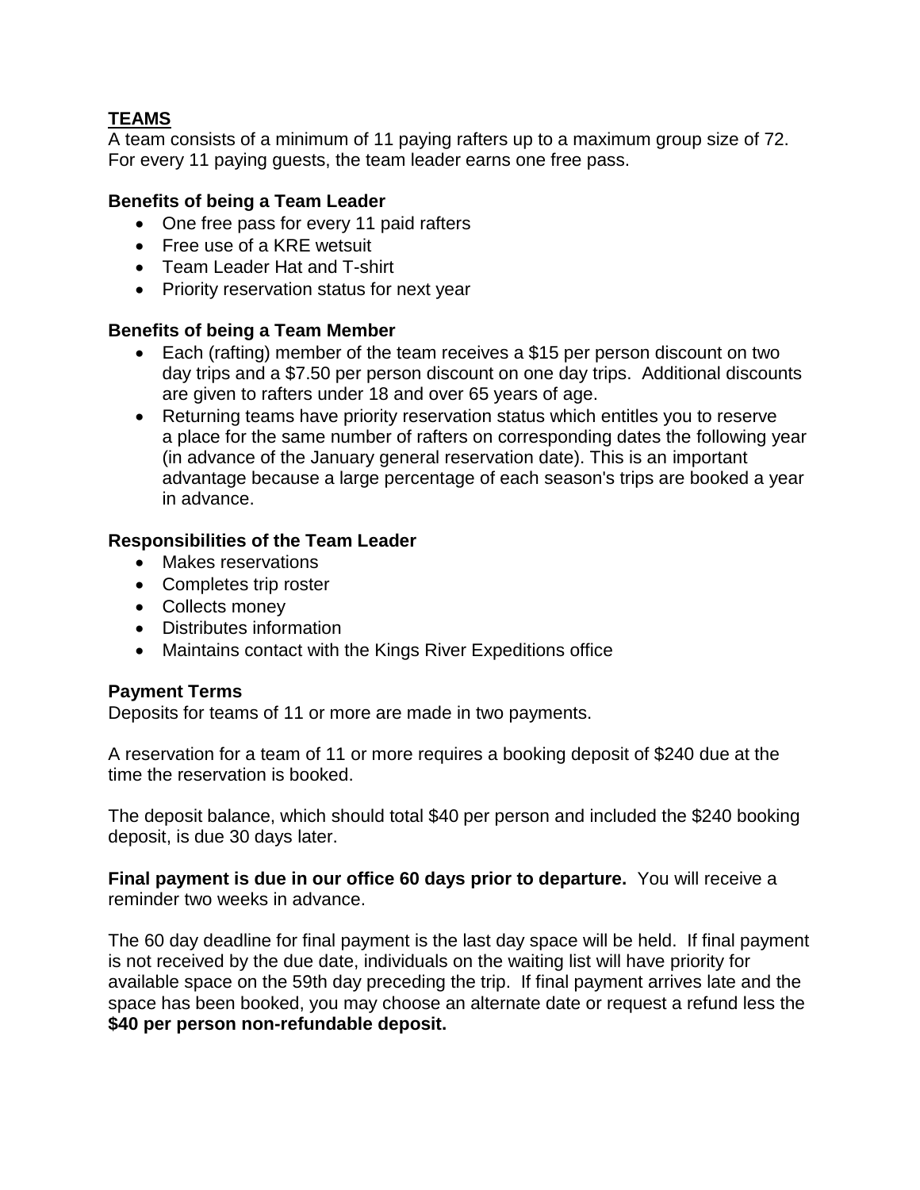## TEAMS

A team consists of a minimum of 11 paying rafters up to a maximum group size of 72. For every 11 paying guests, the team leader earns one free pass.

### Benefits of being a Team Leader

- One free pass for every 11 paid rafters
- Free use of a KRE wetsuit
- Team Leader Hat and T-shirt
- Priority reservation status for next year

### Benefits of being a Team Member

- Each (rafting) member of the team receives a $15 per person discount on two day trips and a $7.50 per person discount on one day trips. Additional discounts are given to rafters under 18 and over 65 years of age.
- Returning teams have priority reservation status which entitles you to reserve a place for the same number of rafters on corresponding dates the following year (in advance of the January general reservation date). This is an important advantage because a large percentage of each season's trips are booked a year in advance.

### Responsibilities of the Team Leader

- Makes reservations
- Completes trip roster
- Collects money
- Distributes information
- Maintains contact with the Kings River Expeditions office

### Payment Terms

Deposits for teams of 11 or more are made in two payments.

A reservation for a team of 11 or more requires a booking deposit of $240 due at the time the reservation is booked.

The deposit balance, which should total $40 per person and included the $240 booking deposit, is due 30 days later.

**Final payment is due in our office 60 days prior to departure.** You will receive a reminder two weeks in advance.

The 60 day deadline for final payment is the last day space will be held. If final payment is not received by the due date, individuals on the waiting list will have priority for available space on the 59th day preceding the trip. If final payment arrives late and the space has been booked, you may choose an alternate date or request a refund less the **$40 per person non-refundable deposit.**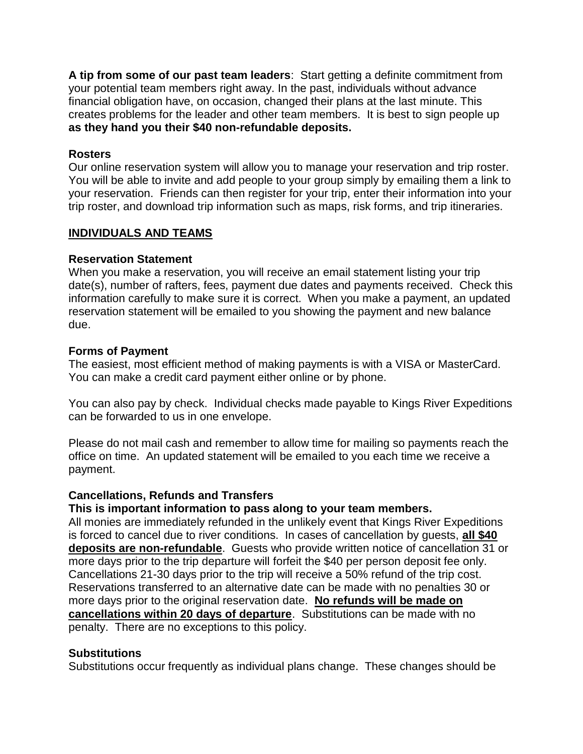**A tip from some of our past team leaders**: Start getting a definite commitment from your potential team members right away. In the past, individuals without advance financial obligation have, on occasion, changed their plans at the last minute. This creates problems for the leader and other team members. It is best to sign people up **as they hand you their $40 non-refundable deposits.**

**Rosters**

Our online reservation system will allow you to manage your reservation and trip roster. You will be able to invite and add people to your group simply by emailing them a link to your reservation. Friends can then register for your trip, enter their information into your trip roster, and download trip information such as maps, risk forms, and trip itineraries.

## INDIVIDUALS AND TEAMS

**Reservation Statement**

When you make a reservation, you will receive an email statement listing your trip date(s), number of rafters, fees, payment due dates and payments received. Check this information carefully to make sure it is correct. When you make a payment, an updated reservation statement will be emailed to you showing the payment and new balance due.

**Forms of Payment**

The easiest, most efficient method of making payments is with a VISA or MasterCard. You can make a credit card payment either online or by phone.

You can also pay by check. Individual checks made payable to Kings River Expeditions can be forwarded to us in one envelope.

Please do not mail cash and remember to allow time for mailing so payments reach the office on time. An updated statement will be emailed to you each time we receive a payment.

**Cancellations, Refunds and Transfers**

**This is important information to pass along to your team members.**

All monies are immediately refunded in the unlikely event that Kings River Expeditions is forced to cancel due to river conditions. In cases of cancellation by guests, **all $40 deposits are non-refundable**. Guests who provide written notice of cancellation 31 or more days prior to the trip departure will forfeit the $40 per person deposit fee only. Cancellations 21-30 days prior to the trip will receive a 50% refund of the trip cost. Reservations transferred to an alternative date can be made with no penalties 30 or more days prior to the original reservation date. **No refunds will be made on cancellations within 20 days of departure**. Substitutions can be made with no penalty. There are no exceptions to this policy.

**Substitutions**

Substitutions occur frequently as individual plans change. These changes should be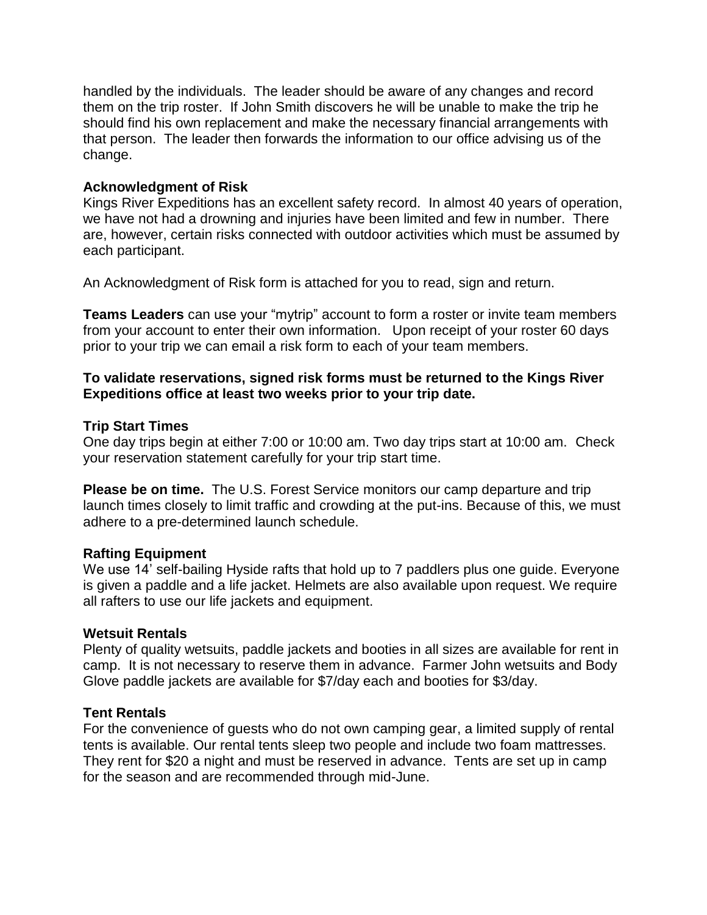handled by the individuals. The leader should be aware of any changes and record them on the trip roster. If John Smith discovers he will be unable to make the trip he should find his own replacement and make the necessary financial arrangements with that person. The leader then forwards the information to our office advising us of the change.

**Acknowledgment of Risk**
Kings River Expeditions has an excellent safety record. In almost 40 years of operation, we have not had a drowning and injuries have been limited and few in number. There are, however, certain risks connected with outdoor activities which must be assumed by each participant.

An Acknowledgment of Risk form is attached for you to read, sign and return.

**Teams Leaders** can use your "mytrip" account to form a roster or invite team members from your account to enter their own information. Upon receipt of your roster 60 days prior to your trip we can email a risk form to each of your team members.

**To validate reservations, signed risk forms must be returned to the Kings River Expeditions office at least two weeks prior to your trip date.**

**Trip Start Times**
One day trips begin at either 7:00 or 10:00 am. Two day trips start at 10:00 am. Check your reservation statement carefully for your trip start time.

**Please be on time.** The U.S. Forest Service monitors our camp departure and trip launch times closely to limit traffic and crowding at the put-ins. Because of this, we must adhere to a pre-determined launch schedule.

**Rafting Equipment**
We use 14' self-bailing Hyside rafts that hold up to 7 paddlers plus one guide. Everyone is given a paddle and a life jacket. Helmets are also available upon request. We require all rafters to use our life jackets and equipment.

**Wetsuit Rentals**
Plenty of quality wetsuits, paddle jackets and booties in all sizes are available for rent in camp. It is not necessary to reserve them in advance. Farmer John wetsuits and Body Glove paddle jackets are available for $7/day each and booties for $3/day.

**Tent Rentals**
For the convenience of guests who do not own camping gear, a limited supply of rental tents is available. Our rental tents sleep two people and include two foam mattresses. They rent for $20 a night and must be reserved in advance. Tents are set up in camp for the season and are recommended through mid-June.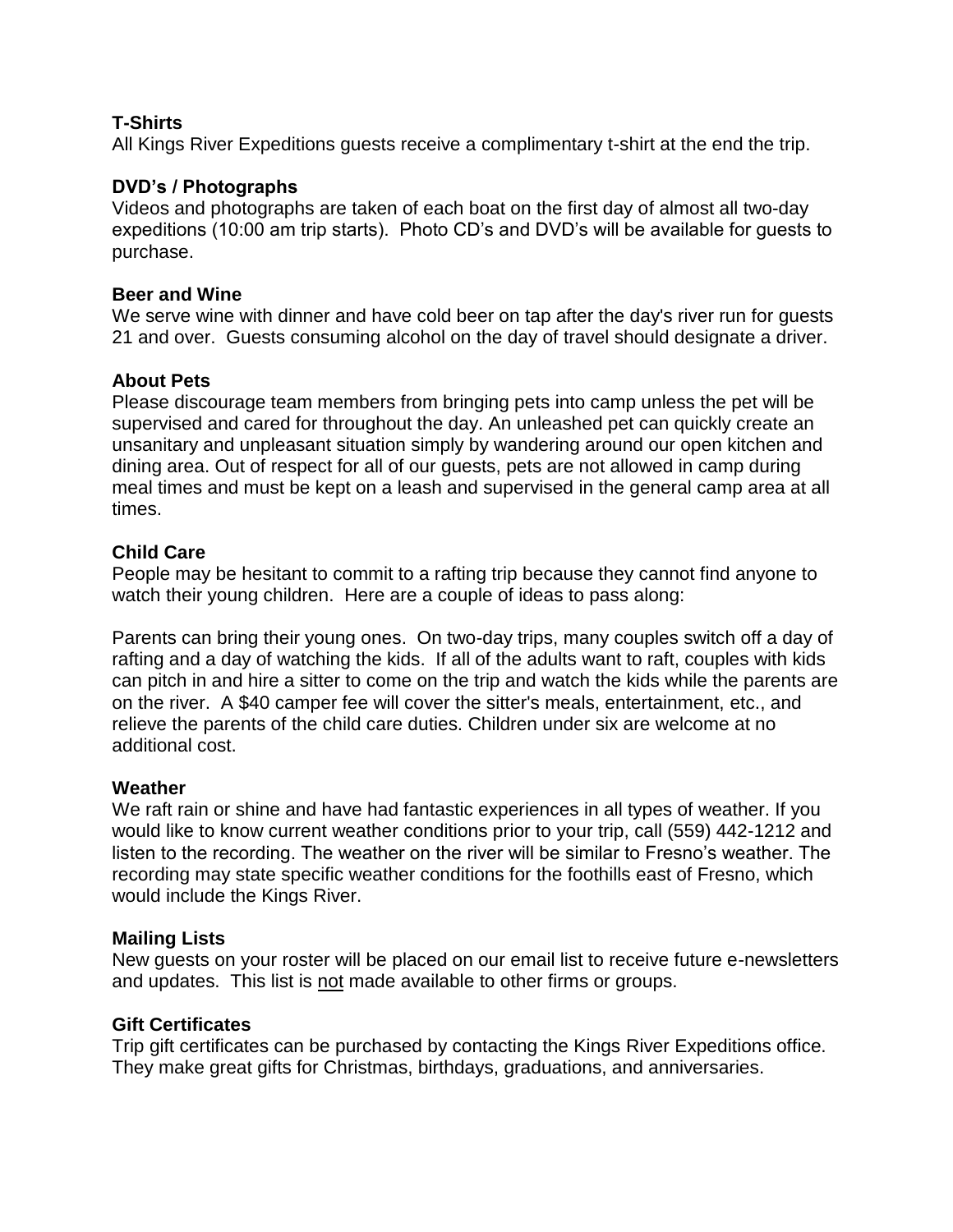**T-Shirts**
All Kings River Expeditions guests receive a complimentary t-shirt at the end the trip.

**DVD's / Photographs**
Videos and photographs are taken of each boat on the first day of almost all two-day expeditions (10:00 am trip starts). Photo CD's and DVD's will be available for guests to purchase.

**Beer and Wine**
We serve wine with dinner and have cold beer on tap after the day's river run for guests 21 and over. Guests consuming alcohol on the day of travel should designate a driver.

**About Pets**
Please discourage team members from bringing pets into camp unless the pet will be supervised and cared for throughout the day. An unleashed pet can quickly create an unsanitary and unpleasant situation simply by wandering around our open kitchen and dining area. Out of respect for all of our guests, pets are not allowed in camp during meal times and must be kept on a leash and supervised in the general camp area at all times.

**Child Care**
People may be hesitant to commit to a rafting trip because they cannot find anyone to watch their young children. Here are a couple of ideas to pass along:

Parents can bring their young ones. On two-day trips, many couples switch off a day of rafting and a day of watching the kids. If all of the adults want to raft, couples with kids can pitch in and hire a sitter to come on the trip and watch the kids while the parents are on the river. A $40 camper fee will cover the sitter's meals, entertainment, etc., and relieve the parents of the child care duties. Children under six are welcome at no additional cost.

**Weather**
We raft rain or shine and have had fantastic experiences in all types of weather. If you would like to know current weather conditions prior to your trip, call (559) 442-1212 and listen to the recording. The weather on the river will be similar to Fresno's weather. The recording may state specific weather conditions for the foothills east of Fresno, which would include the Kings River.

**Mailing Lists**
New guests on your roster will be placed on our email list to receive future e-newsletters and updates. This list is <u>not</u> made available to other firms or groups.

**Gift Certificates**
Trip gift certificates can be purchased by contacting the Kings River Expeditions office. They make great gifts for Christmas, birthdays, graduations, and anniversaries.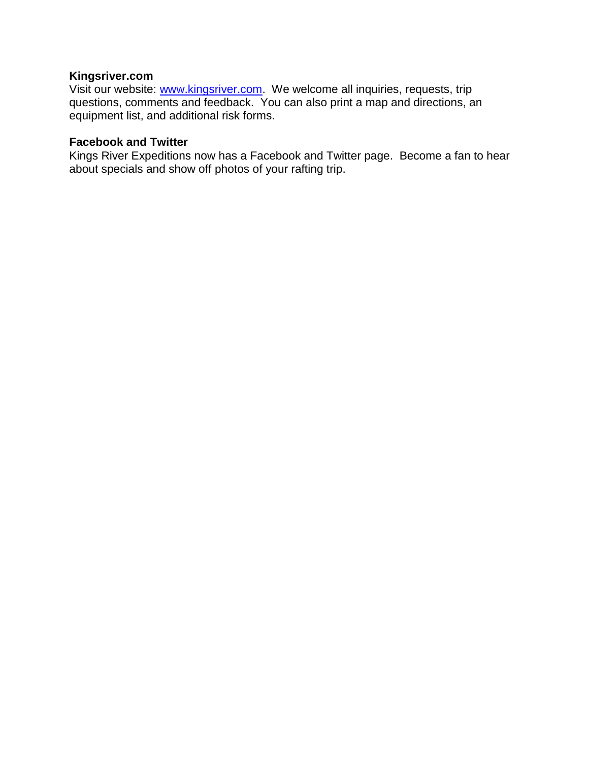**Kingsriver.com**

Visit our website: [www.kingsriver.com](http://www.kingsriver.com). We welcome all inquiries, requests, trip questions, comments and feedback. You can also print a map and directions, an equipment list, and additional risk forms.

**Facebook and Twitter**

Kings River Expeditions now has a Facebook and Twitter page. Become a fan to hear about specials and show off photos of your rafting trip.